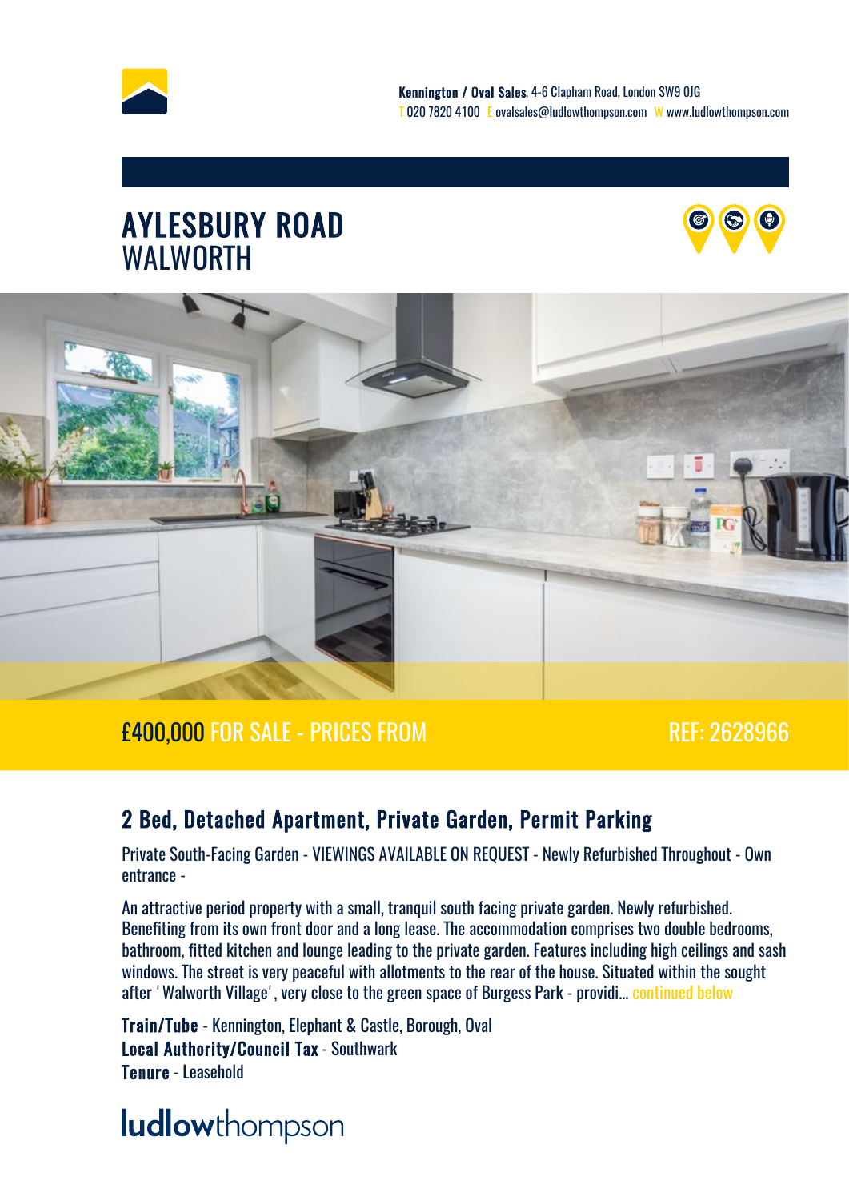**Kennington / Oval Sales**, 4-6 Clapham Road, London SW9 0JG
T 020 7820 4100 E ovalsales@ludlowthompson.com W www.ludlowthompson.com

# AYLESBURY ROAD
WALWORTH

£400,000 FOR SALE - PRICES FROM REF: 2628966

## 2 Bed, Detached Apartment, Private Garden, Permit Parking

Private South-Facing Garden - VIEWINGS AVAILABLE ON REQUEST - Newly Refurbished Throughout - Own entrance -

An attractive period property with a small, tranquil south facing private garden. Newly refurbished. Benefiting from its own front door and a long lease. The accommodation comprises two double bedrooms, bathroom, fitted kitchen and lounge leading to the private garden. Features including high ceilings and sash windows. The street is very peaceful with allotments to the rear of the house. Situated within the sought after ' Walworth Village', very close to the green space of Burgess Park - providi... continued below

**Train/Tube** - Kennington, Elephant & Castle, Borough, Oval
**Local Authority/Council Tax** - Southwark
**Tenure** - Leasehold

ludlowthompson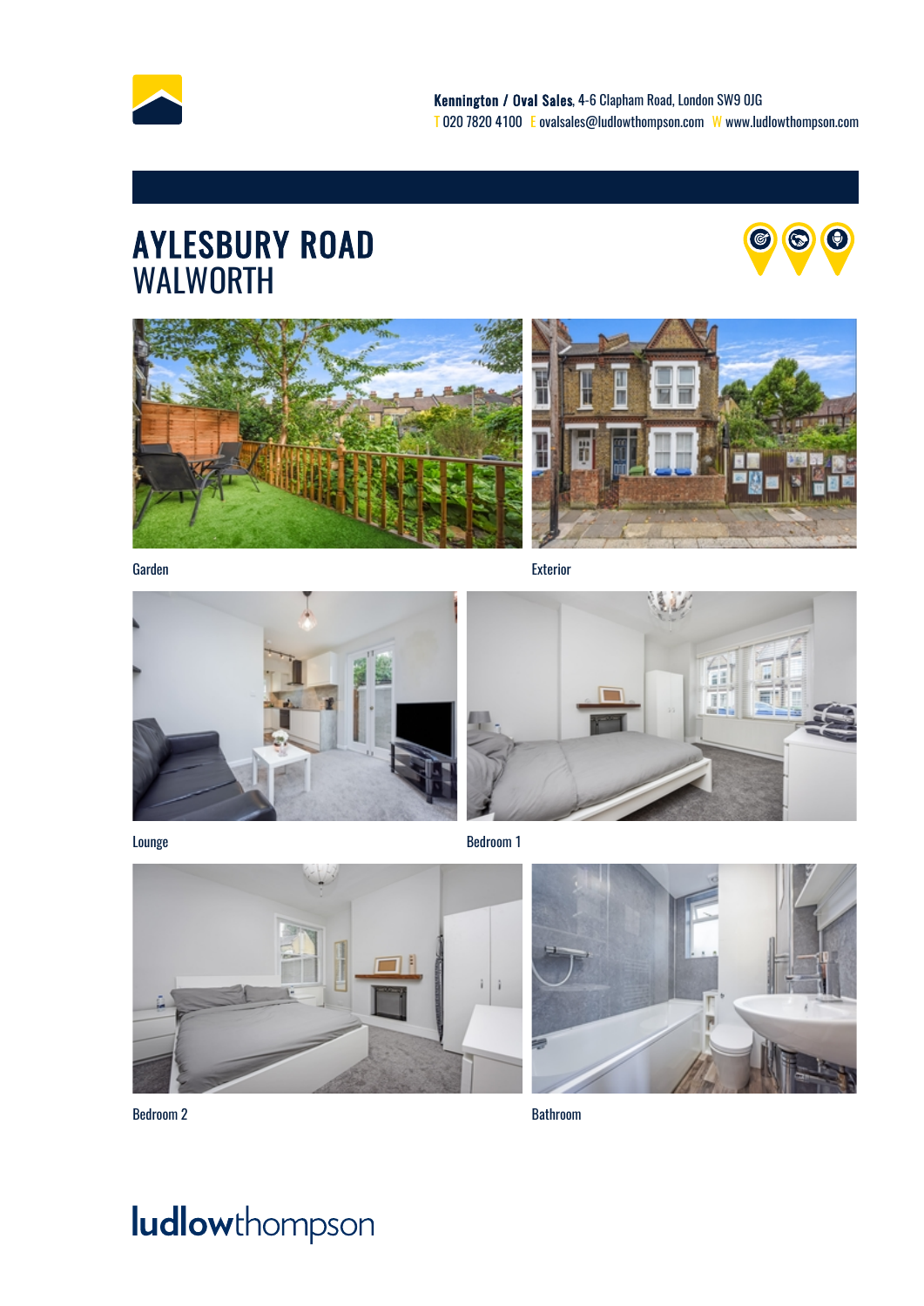**Kennington / Oval Sales**, 4-6 Clapham Road, London SW9 0JG
T 020 7820 4100 E ovalsales@ludlowthompson.com W www.ludlowthompson.com

# AYLESBURY ROAD
## WALWORTH

Garden

Exterior

Lounge

Bedroom 1

Bedroom 2

Bathroom

ludlowthompson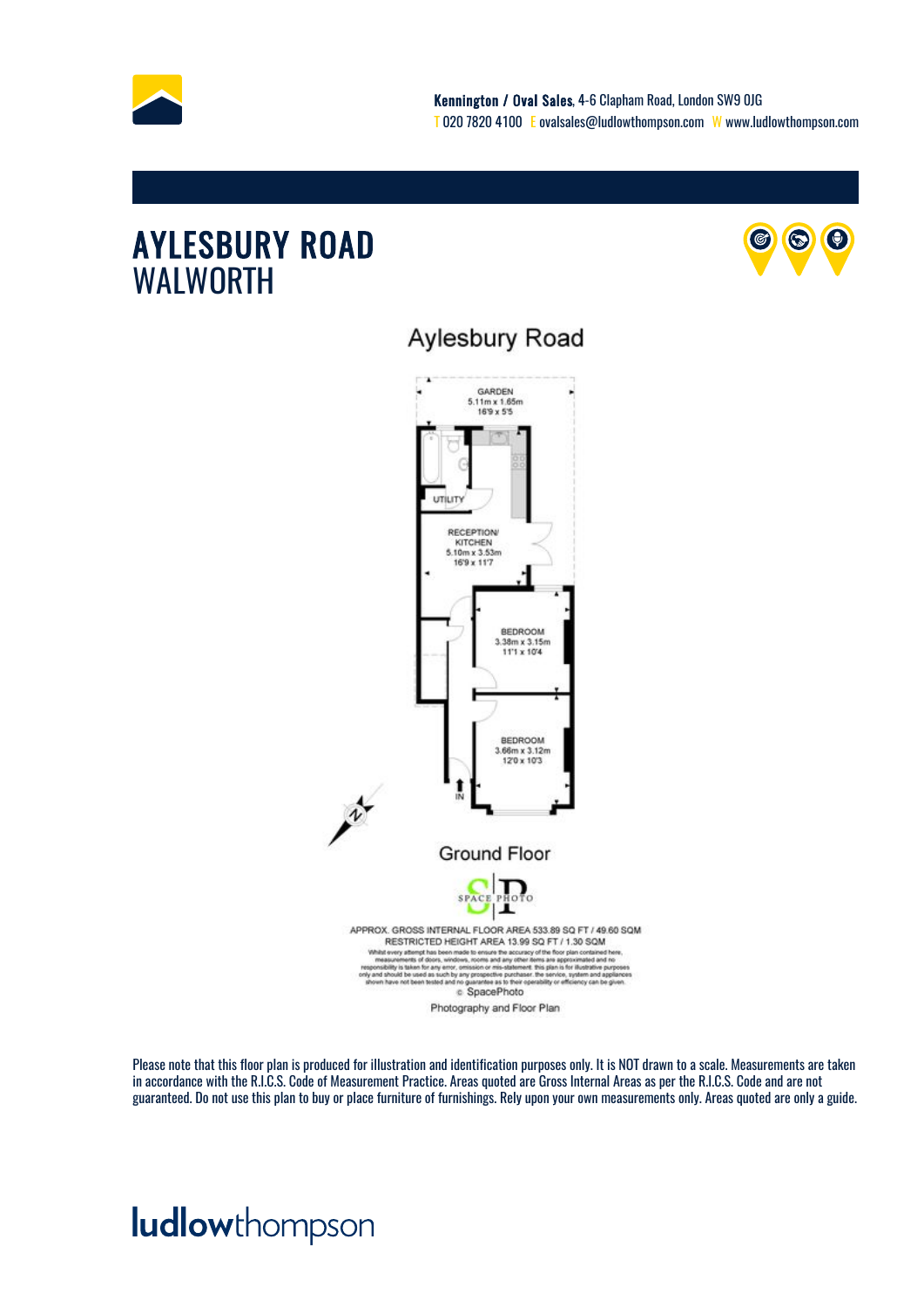**Kennington / Oval Sales**, 4-6 Clapham Road, London SW9 0JG
T 020 7820 4100  E ovalsales@ludlowthompson.com  W www.ludlowthompson.com

# AYLESBURY ROAD
## WALWORTH

Aylesbury Road

GARDEN
5.11m x 1.65m
16'9 x 5'5

UTILITY

RECEPTION/
KITCHEN
5.10m x 3.53m
16'9 x 11'7

BEDROOM
3.38m x 3.15m
11'1 x 10'4

BEDROOM
3.66m x 3.12m
12'0 x 10'3

IN

N

Ground Floor

SPACE PHOTO

APPROX. GROSS INTERNAL FLOOR AREA 533.89 SQ FT / 49.60 SQM
RESTRICTED HEIGHT AREA 13.99 SQ FT / 1.30 SQM

Whilst every attempt has been made to ensure the accuracy of the floor plan contained here, measurements of doors, windows, rooms and any other items are approximated and no responsibility is taken for any error, omission or mis-statement. this plan is for illustrative purposes only and should be used as such by any prospective purchaser. the service, system and appliances shown have not been tested and no guarantee as to their operability or efficiency can be given.
© SpacePhoto

Photography and Floor Plan

Please note that this floor plan is produced for illustration and identification purposes only. It is NOT drawn to a scale. Measurements are taken in accordance with the R.I.C.S. Code of Measurement Practice. Areas quoted are Gross Internal Areas as per the R.I.C.S. Code and are not guaranteed. Do not use this plan to buy or place furniture of furnishings. Rely upon your own measurements only. Areas quoted are only a guide.

**ludlow**thompson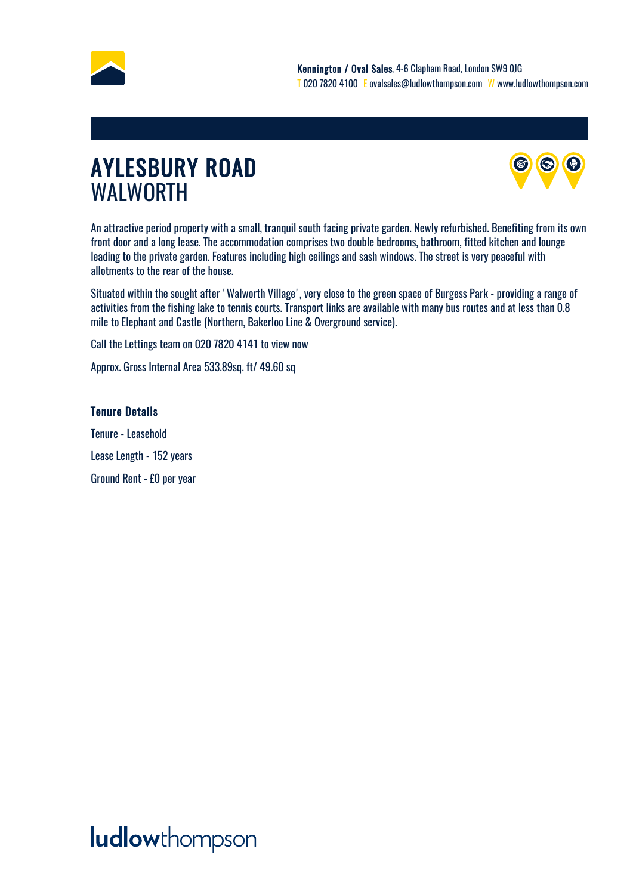Kennington / Oval Sales, 4-6 Clapham Road, London SW9 0JG
T 020 7820 4100 E ovalsales@ludlowthompson.com W www.ludlowthompson.com

# AYLESBURY ROAD
## WALWORTH

An attractive period property with a small, tranquil south facing private garden. Newly refurbished. Benefiting from its own front door and a long lease. The accommodation comprises two double bedrooms, bathroom, fitted kitchen and lounge leading to the private garden. Features including high ceilings and sash windows. The street is very peaceful with allotments to the rear of the house.

Situated within the sought after ' Walworth Village' , very close to the green space of Burgess Park - providing a range of activities from the fishing lake to tennis courts. Transport links are available with many bus routes and at less than 0.8 mile to Elephant and Castle (Northern, Bakerloo Line & Overground service).

Call the Lettings team on 020 7820 4141 to view now

Approx. Gross Internal Area 533.89sq. ft/ 49.60 sq

### Tenure Details

Tenure - Leasehold

Lease Length - 152 years

Ground Rent - £0 per year

ludlowthompson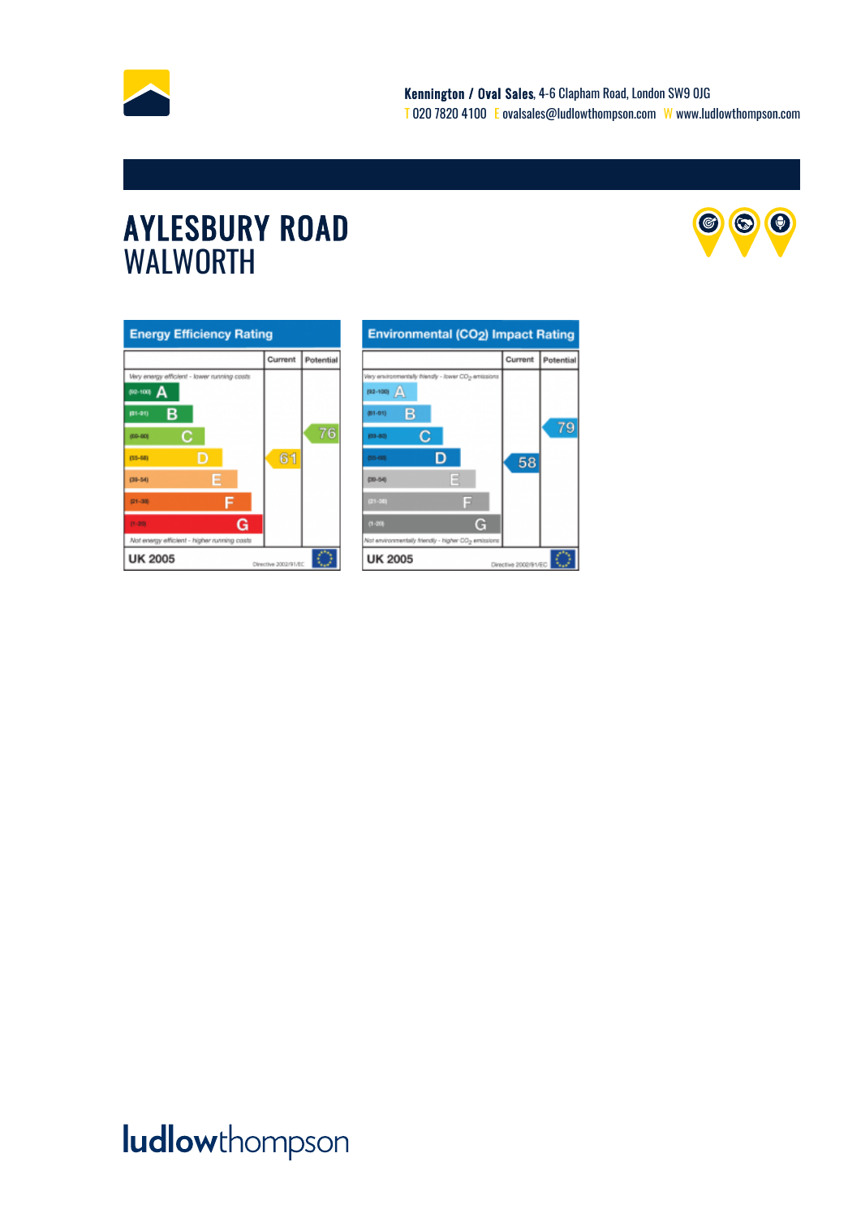**Kennington / Oval Sales**, 4-6 Clapham Road, London SW9 0JG
T 020 7820 4100 E ovalsales@ludlowthompson.com W www.ludlowthompson.com

# AYLESBURY ROAD
## WALWORTH

**Energy Efficiency Rating**

| | Current | Potential |
|---|---|---|
| *Very energy efficient - lower running costs* | | |
| (92-100) A | | |
| (81-91) B | | |
| (69-80) C | | 76 |
| (55-68) D | 61 | |
| (39-54) E | | |
| (21-38) F | | |
| (1-20) G | | |
| *Not energy efficient - higher running costs* | | |
| UK 2005 Directive 2002/91/EC | | |

**Environmental ($CO_2$) Impact Rating**

| | Current | Potential |
|---|---|---|
| *Very environmentally friendly - lower $CO_2$ emissions* | | |
| (92-100) A | | |
| (81-91) B | | |
| (69-80) C | | 79 |
| (55-68) D | 58 | |
| (39-54) E | | |
| (21-38) F | | |
| (1-20) G | | |
| *Not environmentally friendly - higher $CO_2$ emissions* | | |
| UK 2005 Directive 2002/91/EC | | |

ludlowthompson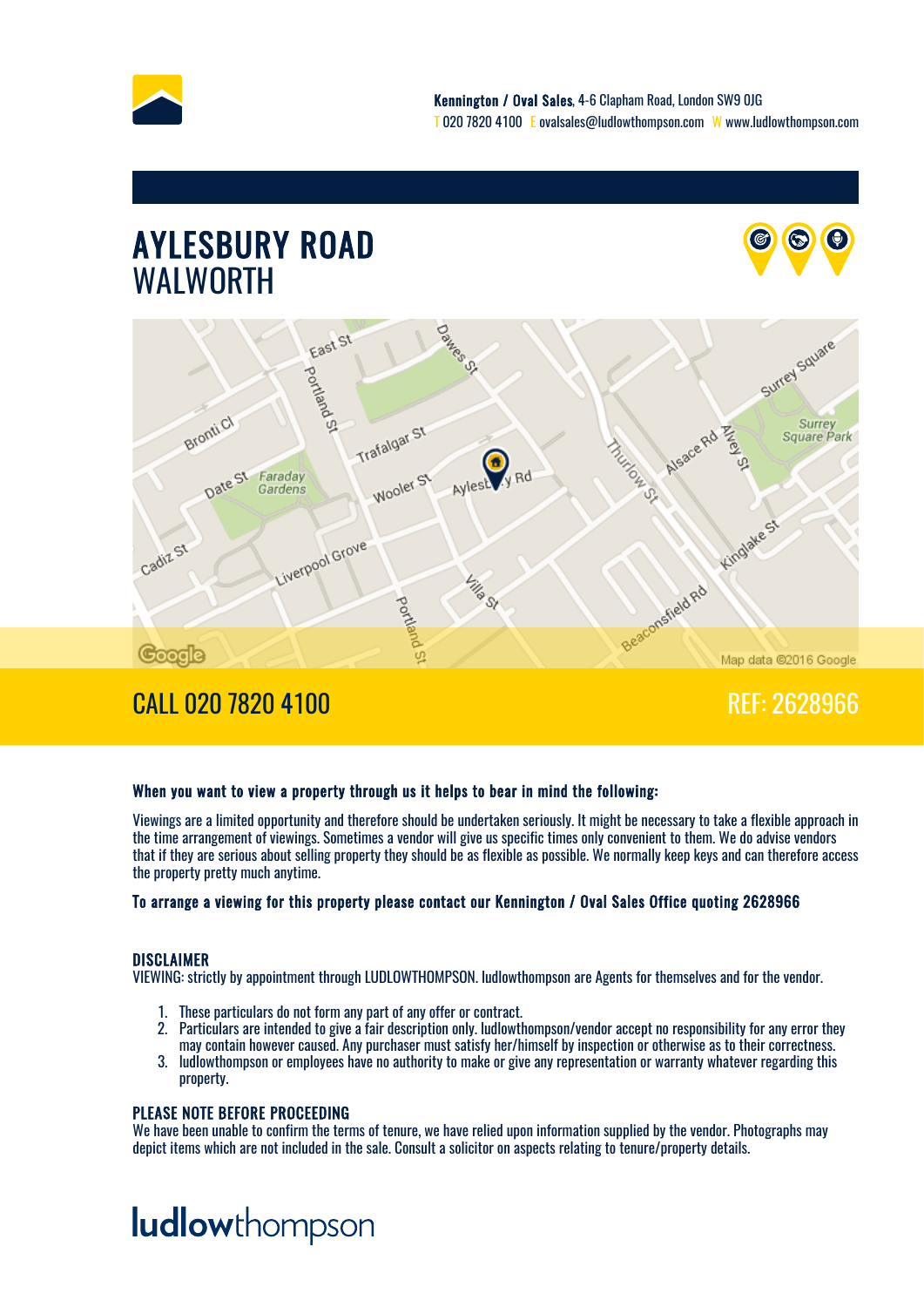**Kennington / Oval Sales**, 4-6 Clapham Road, London SW9 0JG
T 020 7820 4100 E ovalsales@ludlowthompson.com W www.ludlowthompson.com

# AYLESBURY ROAD
## WALWORTH

CALL 020 7820 4100

REF: 2628966

**When you want to view a property through us it helps to bear in mind the following:**

Viewings are a limited opportunity and therefore should be undertaken seriously. It might be necessary to take a flexible approach in the time arrangement of viewings. Sometimes a vendor will give us specific times only convenient to them. We do advise vendors that if they are serious about selling property they should be as flexible as possible. We normally keep keys and can therefore access the property pretty much anytime.

**To arrange a viewing for this property please contact our Kennington / Oval Sales Office quoting 2628966**

### DISCLAIMER

VIEWING: strictly by appointment through LUDLOWTHOMPSON. ludlowthompson are Agents for themselves and for the vendor.

1. These particulars do not form any part of any offer or contract.
2. Particulars are intended to give a fair description only. ludlowthompson/vendor accept no responsibility for any error they may contain however caused. Any purchaser must satisfy her/himself by inspection or otherwise as to their correctness.
3. ludlowthompson or employees have no authority to make or give any representation or warranty whatever regarding this property.

### PLEASE NOTE BEFORE PROCEEDING

We have been unable to confirm the terms of tenure, we have relied upon information supplied by the vendor. Photographs may depict items which are not included in the sale. Consult a solicitor on aspects relating to tenure/property details.

ludlowthompson